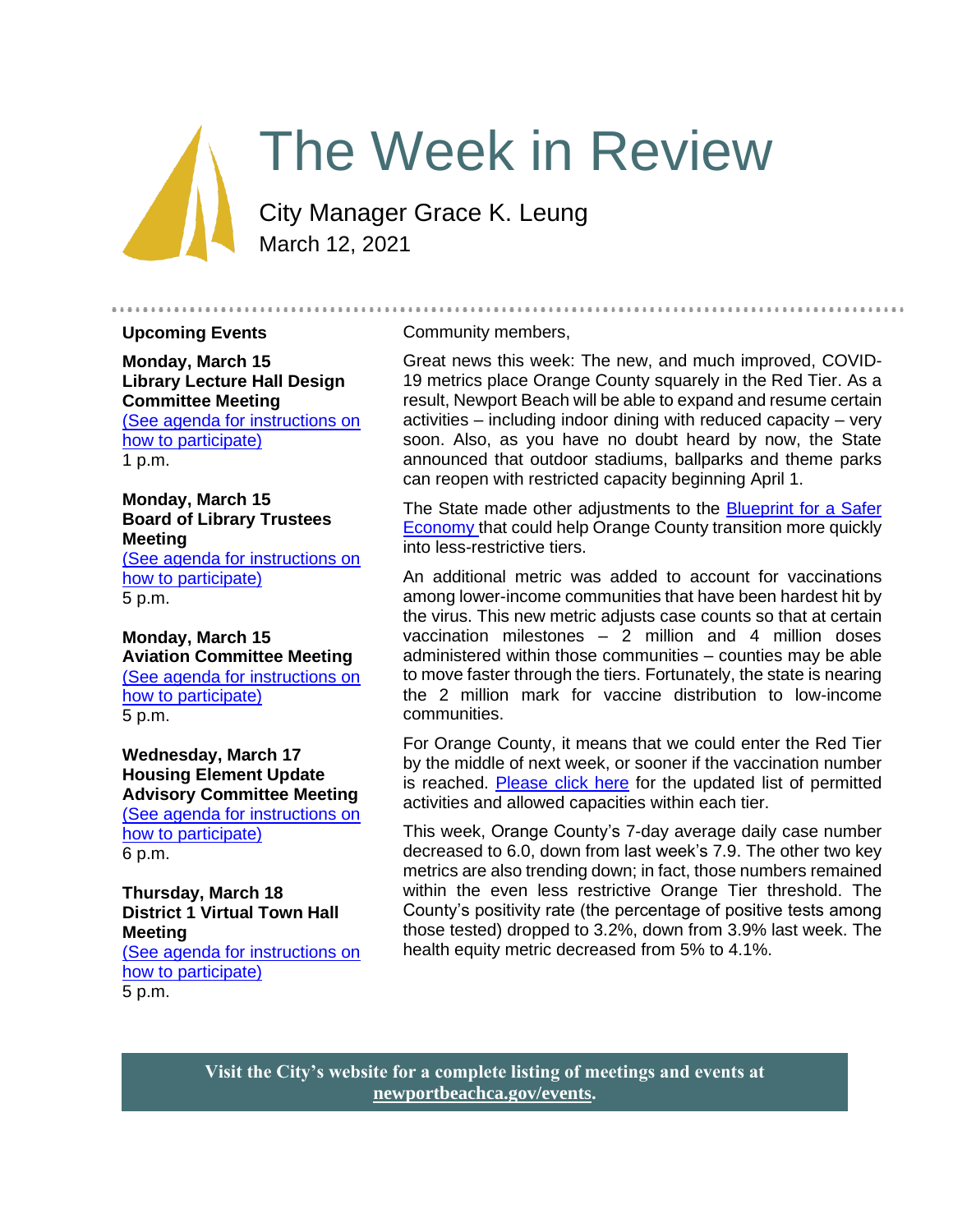# The Week in Review

City Manager Grace K. Leung
March 12, 2021

Community members,

Great news this week: The new, and much improved, COVID-19 metrics place Orange County squarely in the Red Tier. As a result, Newport Beach will be able to expand and resume certain activities – including indoor dining with reduced capacity – very soon. Also, as you have no doubt heard by now, the State announced that outdoor stadiums, ballparks and theme parks can reopen with restricted capacity beginning April 1.

The State made other adjustments to the [Blueprint for a Safer Economy](#) that could help Orange County transition more quickly into less-restrictive tiers.

An additional metric was added to account for vaccinations among lower-income communities that have been hardest hit by the virus. This new metric adjusts case counts so that at certain vaccination milestones – 2 million and 4 million doses administered within those communities – counties may be able to move faster through the tiers. Fortunately, the state is nearing the 2 million mark for vaccine distribution to low-income communities.

For Orange County, it means that we could enter the Red Tier by the middle of next week, or sooner if the vaccination number is reached. [Please click here](#) for the updated list of permitted activities and allowed capacities within each tier.

This week, Orange County's 7-day average daily case number decreased to 6.0, down from last week's 7.9. The other two key metrics are also trending down; in fact, those numbers remained within the even less restrictive Orange Tier threshold. The County's positivity rate (the percentage of positive tests among those tested) dropped to 3.2%, down from 3.9% last week. The health equity metric decreased from 5% to 4.1%.

## Upcoming Events

**Monday, March 15**
**Library Lecture Hall Design Committee Meeting**
[(See agenda for instructions on how to participate)](#)
1 p.m.

**Monday, March 15**
**Board of Library Trustees Meeting**
[(See agenda for instructions on how to participate)](#)
5 p.m.

**Monday, March 15**
**Aviation Committee Meeting**
[(See agenda for instructions on how to participate)](#)
5 p.m.

**Wednesday, March 17**
**Housing Element Update Advisory Committee Meeting**
[(See agenda for instructions on how to participate)](#)
6 p.m.

**Thursday, March 18**
**District 1 Virtual Town Hall Meeting**
[(See agenda for instructions on how to participate)](#)
5 p.m.

**Visit the City's website for a complete listing of meetings and events at [newportbeachca.gov/events](#).**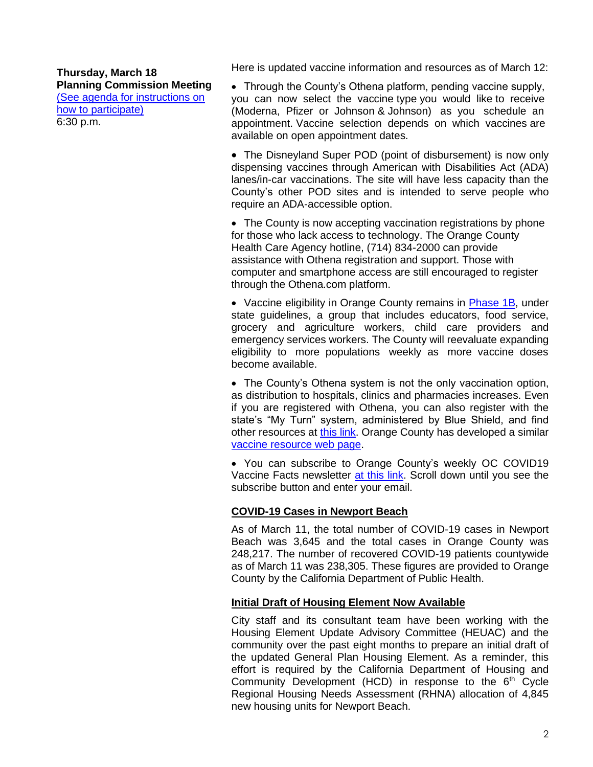**Thursday, March 18**
**Planning Commission Meeting**
(See agenda for instructions on how to participate)
6:30 p.m.

Here is updated vaccine information and resources as of March 12:

- Through the County's Othena platform, pending vaccine supply, you can now select the vaccine type you would like to receive (Moderna, Pfizer or Johnson & Johnson) as you schedule an appointment. Vaccine selection depends on which vaccines are available on open appointment dates.

- The Disneyland Super POD (point of disbursement) is now only dispensing vaccines through American with Disabilities Act (ADA) lanes/in-car vaccinations. The site will have less capacity than the County's other POD sites and is intended to serve people who require an ADA-accessible option.

- The County is now accepting vaccination registrations by phone for those who lack access to technology. The Orange County Health Care Agency hotline, (714) 834-2000 can provide assistance with Othena registration and support. Those with computer and smartphone access are still encouraged to register through the Othena.com platform.

- Vaccine eligibility in Orange County remains in Phase 1B, under state guidelines, a group that includes educators, food service, grocery and agriculture workers, child care providers and emergency services workers. The County will reevaluate expanding eligibility to more populations weekly as more vaccine doses become available.

- The County's Othena system is not the only vaccination option, as distribution to hospitals, clinics and pharmacies increases. Even if you are registered with Othena, you can also register with the state's "My Turn" system, administered by Blue Shield, and find other resources at this link. Orange County has developed a similar vaccine resource web page.

- You can subscribe to Orange County's weekly OC COVID19 Vaccine Facts newsletter at this link. Scroll down until you see the subscribe button and enter your email.

## COVID-19 Cases in Newport Beach

As of March 11, the total number of COVID-19 cases in Newport Beach was 3,645 and the total cases in Orange County was 248,217. The number of recovered COVID-19 patients countywide as of March 11 was 238,305. These figures are provided to Orange County by the California Department of Public Health.

## Initial Draft of Housing Element Now Available

City staff and its consultant team have been working with the Housing Element Update Advisory Committee (HEUAC) and the community over the past eight months to prepare an initial draft of the updated General Plan Housing Element. As a reminder, this effort is required by the California Department of Housing and Community Development (HCD) in response to the 6th Cycle Regional Housing Needs Assessment (RHNA) allocation of 4,845 new housing units for Newport Beach.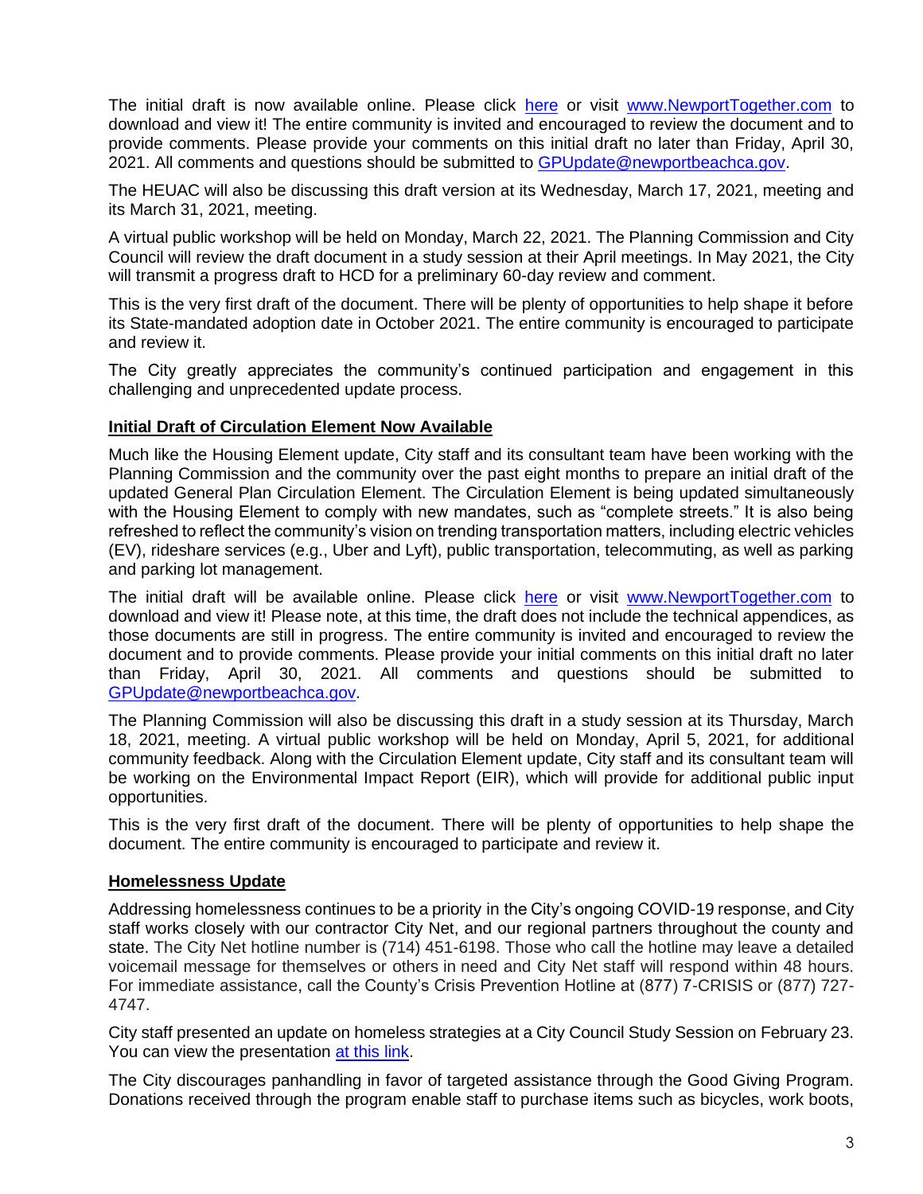The initial draft is now available online. Please click [here](#) or visit [www.NewportTogether.com](http://www.NewportTogether.com) to download and view it! The entire community is invited and encouraged to review the document and to provide comments. Please provide your comments on this initial draft no later than Friday, April 30, 2021. All comments and questions should be submitted to [GPUpdate@newportbeachca.gov](mailto:GPUpdate@newportbeachca.gov).

The HEUAC will also be discussing this draft version at its Wednesday, March 17, 2021, meeting and its March 31, 2021, meeting.

A virtual public workshop will be held on Monday, March 22, 2021. The Planning Commission and City Council will review the draft document in a study session at their April meetings. In May 2021, the City will transmit a progress draft to HCD for a preliminary 60-day review and comment.

This is the very first draft of the document. There will be plenty of opportunities to help shape it before its State-mandated adoption date in October 2021. The entire community is encouraged to participate and review it.

The City greatly appreciates the community's continued participation and engagement in this challenging and unprecedented update process.

## Initial Draft of Circulation Element Now Available

Much like the Housing Element update, City staff and its consultant team have been working with the Planning Commission and the community over the past eight months to prepare an initial draft of the updated General Plan Circulation Element. The Circulation Element is being updated simultaneously with the Housing Element to comply with new mandates, such as "complete streets." It is also being refreshed to reflect the community's vision on trending transportation matters, including electric vehicles (EV), rideshare services (e.g., Uber and Lyft), public transportation, telecommuting, as well as parking and parking lot management.

The initial draft will be available online. Please click [here](#) or visit [www.NewportTogether.com](http://www.NewportTogether.com) to download and view it! Please note, at this time, the draft does not include the technical appendices, as those documents are still in progress. The entire community is invited and encouraged to review the document and to provide comments. Please provide your initial comments on this initial draft no later than Friday, April 30, 2021. All comments and questions should be submitted to [GPUpdate@newportbeachca.gov](mailto:GPUpdate@newportbeachca.gov).

The Planning Commission will also be discussing this draft in a study session at its Thursday, March 18, 2021, meeting. A virtual public workshop will be held on Monday, April 5, 2021, for additional community feedback. Along with the Circulation Element update, City staff and its consultant team will be working on the Environmental Impact Report (EIR), which will provide for additional public input opportunities.

This is the very first draft of the document. There will be plenty of opportunities to help shape the document. The entire community is encouraged to participate and review it.

## Homelessness Update

Addressing homelessness continues to be a priority in the City's ongoing COVID-19 response, and City staff works closely with our contractor City Net, and our regional partners throughout the county and state. The City Net hotline number is (714) 451-6198. Those who call the hotline may leave a detailed voicemail message for themselves or others in need and City Net staff will respond within 48 hours. For immediate assistance, call the County's Crisis Prevention Hotline at (877) 7-CRISIS or (877) 727-4747.

City staff presented an update on homeless strategies at a City Council Study Session on February 23. You can view the presentation [at this link](#).

The City discourages panhandling in favor of targeted assistance through the Good Giving Program. Donations received through the program enable staff to purchase items such as bicycles, work boots,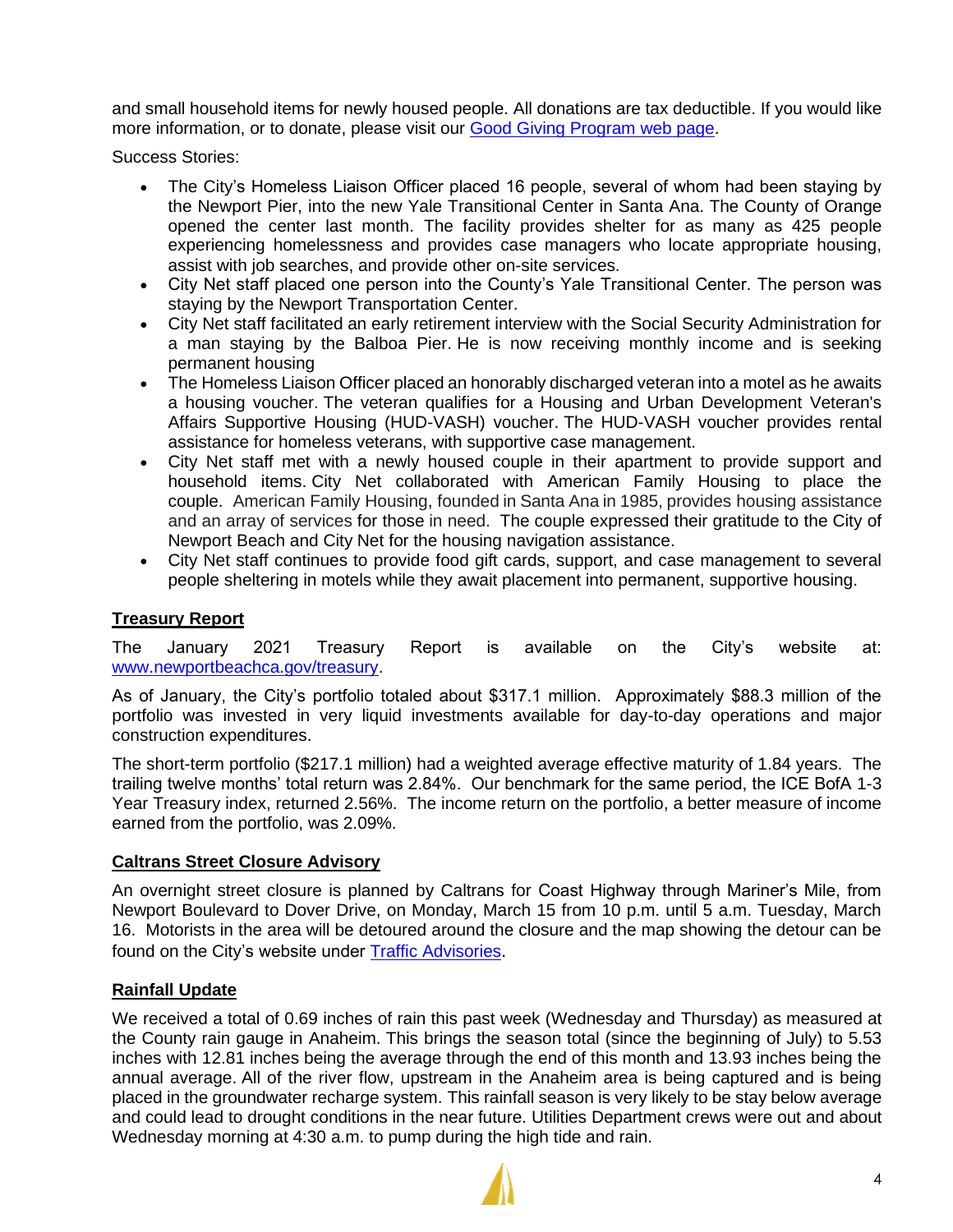and small household items for newly housed people. All donations are tax deductible. If you would like more information, or to donate, please visit our [Good Giving Program web page](#).

Success Stories:

- The City's Homeless Liaison Officer placed 16 people, several of whom had been staying by the Newport Pier, into the new Yale Transitional Center in Santa Ana. The County of Orange opened the center last month. The facility provides shelter for as many as 425 people experiencing homelessness and provides case managers who locate appropriate housing, assist with job searches, and provide other on-site services.
- City Net staff placed one person into the County's Yale Transitional Center. The person was staying by the Newport Transportation Center.
- City Net staff facilitated an early retirement interview with the Social Security Administration for a man staying by the Balboa Pier. He is now receiving monthly income and is seeking permanent housing
- The Homeless Liaison Officer placed an honorably discharged veteran into a motel as he awaits a housing voucher. The veteran qualifies for a Housing and Urban Development Veteran's Affairs Supportive Housing (HUD-VASH) voucher. The HUD-VASH voucher provides rental assistance for homeless veterans, with supportive case management.
- City Net staff met with a newly housed couple in their apartment to provide support and household items. City Net collaborated with American Family Housing to place the couple. American Family Housing, founded in Santa Ana in 1985, provides housing assistance and an array of services for those in need. The couple expressed their gratitude to the City of Newport Beach and City Net for the housing navigation assistance.
- City Net staff continues to provide food gift cards, support, and case management to several people sheltering in motels while they await placement into permanent, supportive housing.

## Treasury Report

The January 2021 Treasury Report is available on the City's website at: [www.newportbeachca.gov/treasury](http://www.newportbeachca.gov/treasury).

As of January, the City's portfolio totaled about $317.1 million. Approximately $88.3 million of the portfolio was invested in very liquid investments available for day-to-day operations and major construction expenditures.

The short-term portfolio ($217.1 million) had a weighted average effective maturity of 1.84 years. The trailing twelve months' total return was 2.84%. Our benchmark for the same period, the ICE BofA 1-3 Year Treasury index, returned 2.56%. The income return on the portfolio, a better measure of income earned from the portfolio, was 2.09%.

## Caltrans Street Closure Advisory

An overnight street closure is planned by Caltrans for Coast Highway through Mariner's Mile, from Newport Boulevard to Dover Drive, on Monday, March 15 from 10 p.m. until 5 a.m. Tuesday, March 16. Motorists in the area will be detoured around the closure and the map showing the detour can be found on the City's website under [Traffic Advisories](#).

## Rainfall Update

We received a total of 0.69 inches of rain this past week (Wednesday and Thursday) as measured at the County rain gauge in Anaheim. This brings the season total (since the beginning of July) to 5.53 inches with 12.81 inches being the average through the end of this month and 13.93 inches being the annual average. All of the river flow, upstream in the Anaheim area is being captured and is being placed in the groundwater recharge system. This rainfall season is very likely to be stay below average and could lead to drought conditions in the near future. Utilities Department crews were out and about Wednesday morning at 4:30 a.m. to pump during the high tide and rain.